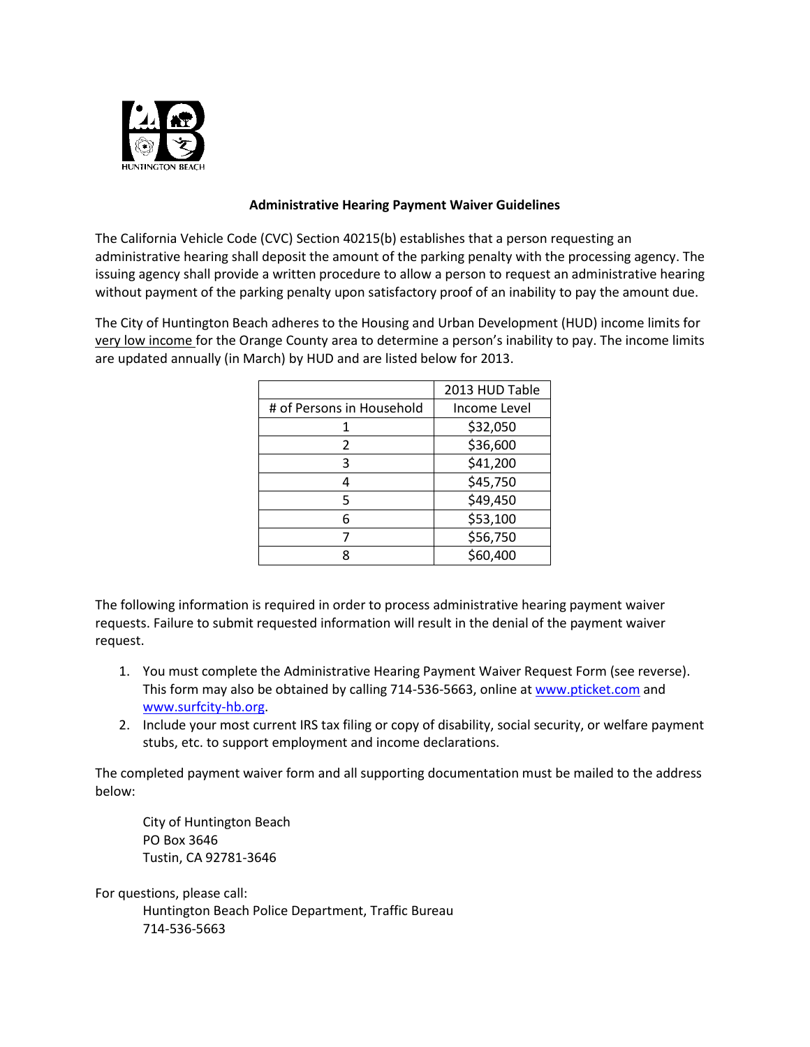HUNTINGTON BEACH

## Administrative Hearing Payment Waiver Guidelines

The California Vehicle Code (CVC) Section 40215(b) establishes that a person requesting an administrative hearing shall deposit the amount of the parking penalty with the processing agency. The issuing agency shall provide a written procedure to allow a person to request an administrative hearing without payment of the parking penalty upon satisfactory proof of an inability to pay the amount due.

The City of Huntington Beach adheres to the Housing and Urban Development (HUD) income limits for very low income for the Orange County area to determine a person's inability to pay. The income limits are updated annually (in March) by HUD and are listed below for 2013.

| | 2013 HUD Table |
|---|---|
| # of Persons in Household | Income Level |
| 1 | $32,050 |
| 2 | $36,600 |
| 3 | $41,200 |
| 4 | $45,750 |
| 5 | $49,450 |
| 6 | $53,100 |
| 7 | $56,750 |
| 8 | $60,400 |

The following information is required in order to process administrative hearing payment waiver requests. Failure to submit requested information will result in the denial of the payment waiver request.

1. You must complete the Administrative Hearing Payment Waiver Request Form (see reverse). This form may also be obtained by calling 714-536-5663, online at www.pticket.com and www.surfcity-hb.org.
2. Include your most current IRS tax filing or copy of disability, social security, or welfare payment stubs, etc. to support employment and income declarations.

The completed payment waiver form and all supporting documentation must be mailed to the address below:

City of Huntington Beach
PO Box 3646
Tustin, CA 92781-3646

For questions, please call:
Huntington Beach Police Department, Traffic Bureau
714-536-5663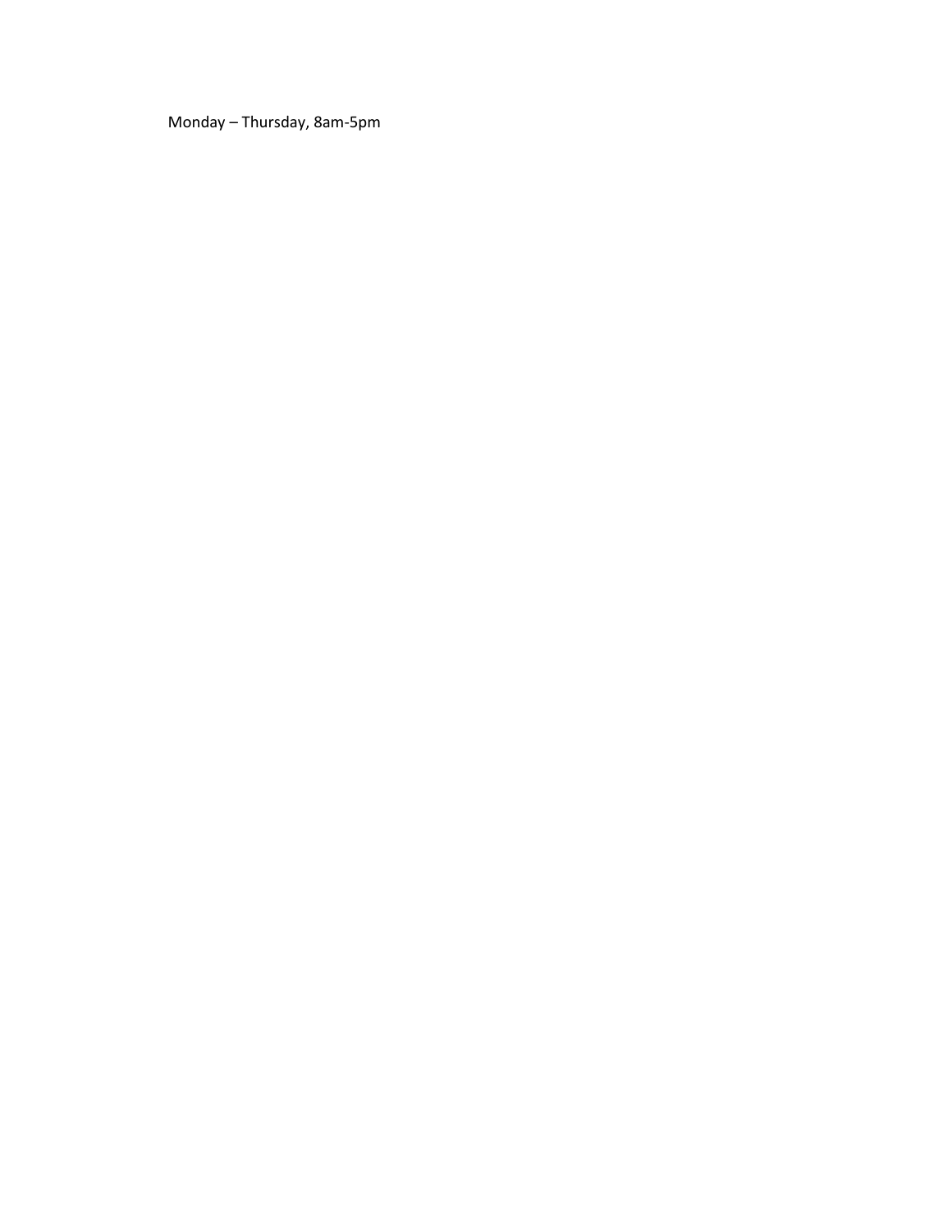Monday – Thursday, 8am-5pm